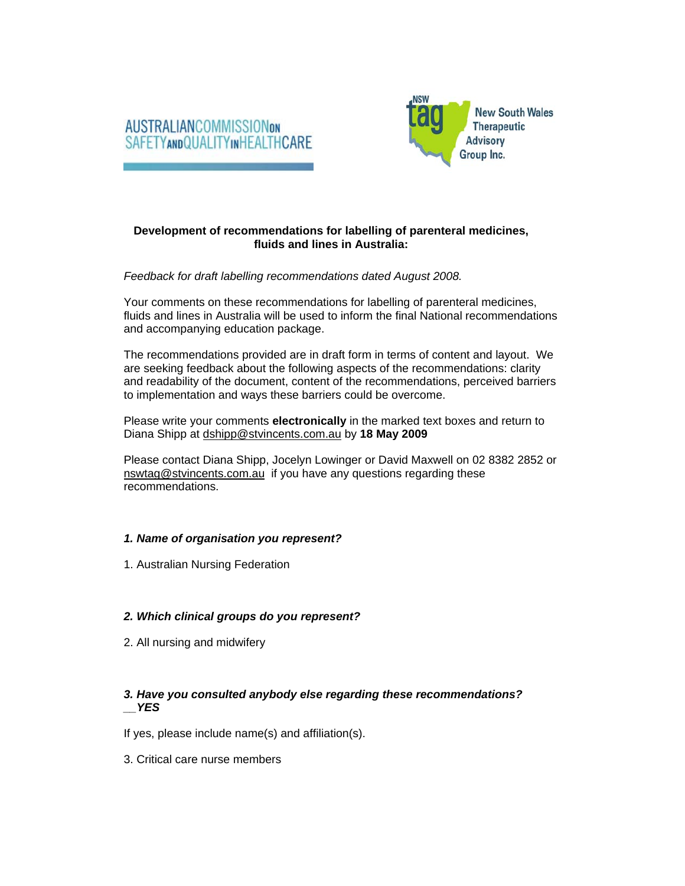AUSTRALIAN COMMISSION ON SAFETY AND QUALITY IN HEALTHCARE

NSW tag New South Wales Therapeutic Advisory Group Inc.

**Development of recommendations for labelling of parenteral medicines, fluids and lines in Australia:**

*Feedback for draft labelling recommendations dated August 2008.*

Your comments on these recommendations for labelling of parenteral medicines, fluids and lines in Australia will be used to inform the final National recommendations and accompanying education package.

The recommendations provided are in draft form in terms of content and layout. We are seeking feedback about the following aspects of the recommendations: clarity and readability of the document, content of the recommendations, perceived barriers to implementation and ways these barriers could be overcome.

Please write your comments **electronically** in the marked text boxes and return to Diana Shipp at dshipp@stvincents.com.au by **18 May 2009**

Please contact Diana Shipp, Jocelyn Lowinger or David Maxwell on 02 8382 2852 or nswtag@stvincents.com.au if you have any questions regarding these recommendations.

***1. Name of organisation you represent?***

1. Australian Nursing Federation

***2. Which clinical groups do you represent?***

2. All nursing and midwifery

***3. Have you consulted anybody else regarding these recommendations? __YES***

If yes, please include name(s) and affiliation(s).

3. Critical care nurse members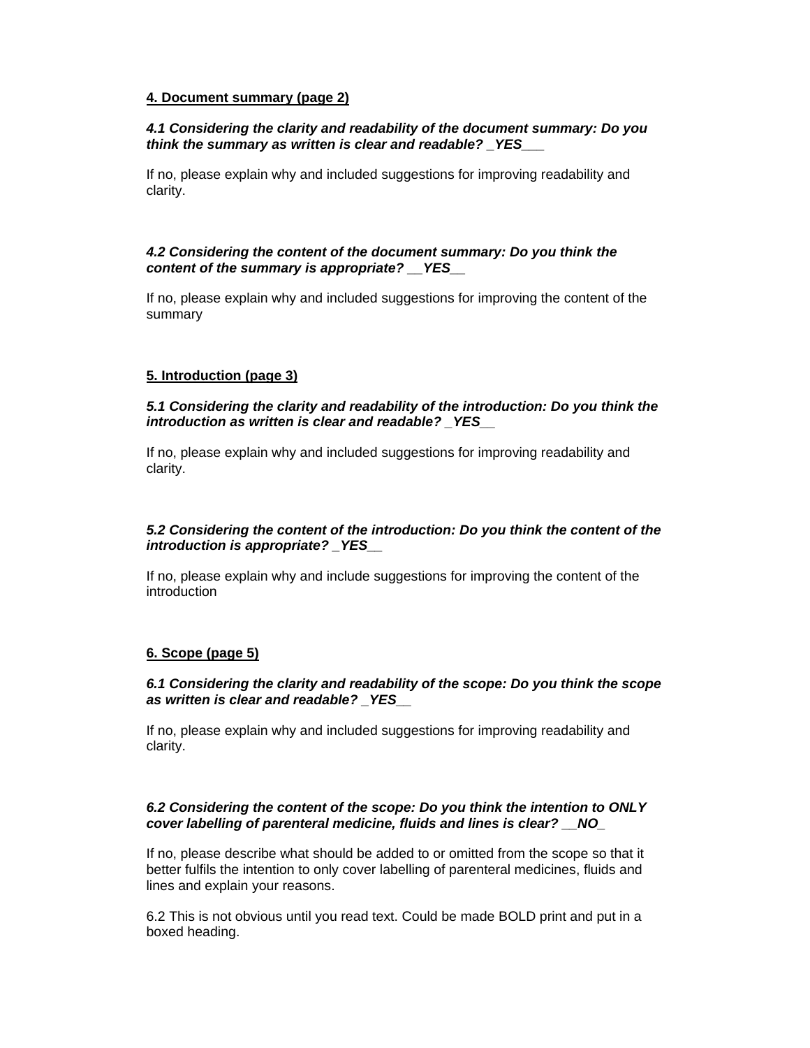**4. Document summary (page 2)**

***4.1 Considering the clarity and readability of the document summary: Do you think the summary as written is clear and readable? _YES___***

If no, please explain why and included suggestions for improving readability and clarity.

***4.2 Considering the content of the document summary: Do you think the content of the summary is appropriate? __YES__***

If no, please explain why and included suggestions for improving the content of the summary

**5. Introduction (page 3)**

***5.1 Considering the clarity and readability of the introduction: Do you think the introduction as written is clear and readable? _YES__***

If no, please explain why and included suggestions for improving readability and clarity.

***5.2 Considering the content of the introduction: Do you think the content of the introduction is appropriate? _YES__***

If no, please explain why and include suggestions for improving the content of the introduction

**6. Scope (page 5)**

***6.1 Considering the clarity and readability of the scope: Do you think the scope as written is clear and readable? _YES__***

If no, please explain why and included suggestions for improving readability and clarity.

***6.2 Considering the content of the scope: Do you think the intention to ONLY cover labelling of parenteral medicine, fluids and lines is clear? __NO_***

If no, please describe what should be added to or omitted from the scope so that it better fulfils the intention to only cover labelling of parenteral medicines, fluids and lines and explain your reasons.

6.2 This is not obvious until you read text. Could be made BOLD print and put in a boxed heading.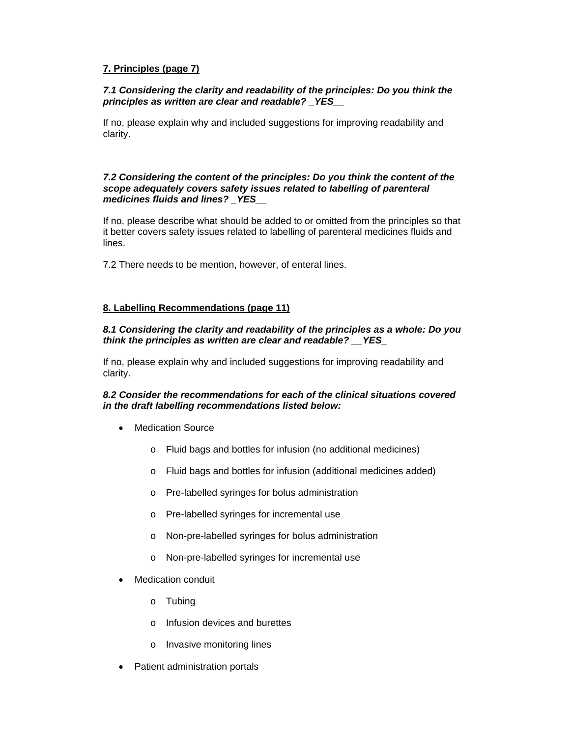**7. Principles (page 7)**

***7.1 Considering the clarity and readability of the principles: Do you think the principles as written are clear and readable? _YES__***

If no, please explain why and included suggestions for improving readability and clarity.

***7.2 Considering the content of the principles: Do you think the content of the scope adequately covers safety issues related to labelling of parenteral medicines fluids and lines? _YES__***

If no, please describe what should be added to or omitted from the principles so that it better covers safety issues related to labelling of parenteral medicines fluids and lines.

7.2 There needs to be mention, however, of enteral lines.

**8. Labelling Recommendations (page 11)**

***8.1 Considering the clarity and readability of the principles as a whole: Do you think the principles as written are clear and readable? __YES_***

If no, please explain why and included suggestions for improving readability and clarity.

***8.2 Consider the recommendations for each of the clinical situations covered in the draft labelling recommendations listed below:***

- Medication Source
  - Fluid bags and bottles for infusion (no additional medicines)
  - Fluid bags and bottles for infusion (additional medicines added)
  - Pre-labelled syringes for bolus administration
  - Pre-labelled syringes for incremental use
  - Non-pre-labelled syringes for bolus administration
  - Non-pre-labelled syringes for incremental use
- Medication conduit
  - Tubing
  - Infusion devices and burettes
  - Invasive monitoring lines
- Patient administration portals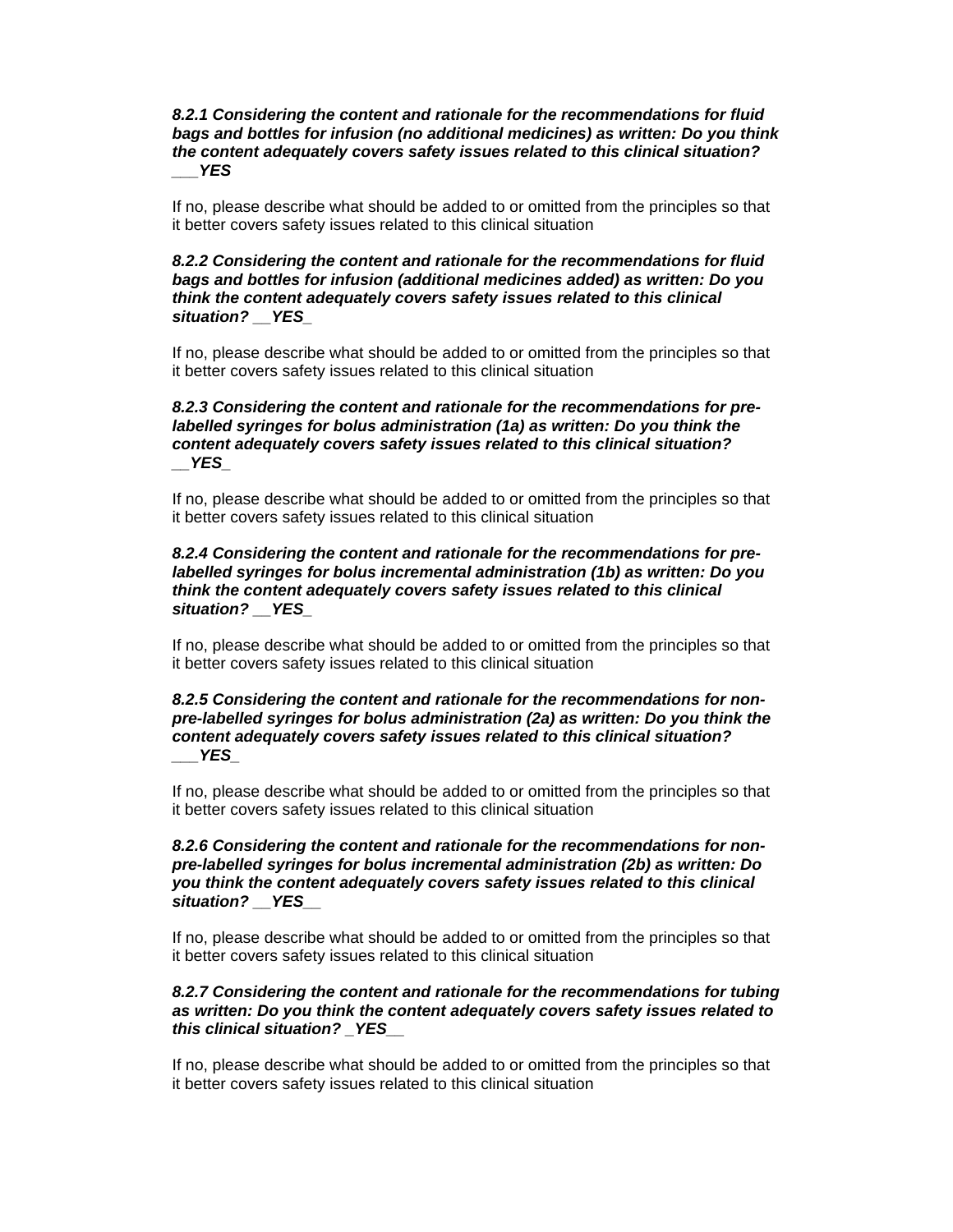***8.2.1 Considering the content and rationale for the recommendations for fluid bags and bottles for infusion (no additional medicines) as written: Do you think the content adequately covers safety issues related to this clinical situation? ___YES***

If no, please describe what should be added to or omitted from the principles so that it better covers safety issues related to this clinical situation

***8.2.2 Considering the content and rationale for the recommendations for fluid bags and bottles for infusion (additional medicines added) as written: Do you think the content adequately covers safety issues related to this clinical situation? __YES_***

If no, please describe what should be added to or omitted from the principles so that it better covers safety issues related to this clinical situation

***8.2.3 Considering the content and rationale for the recommendations for pre-labelled syringes for bolus administration (1a) as written: Do you think the content adequately covers safety issues related to this clinical situation? __YES_***

If no, please describe what should be added to or omitted from the principles so that it better covers safety issues related to this clinical situation

***8.2.4 Considering the content and rationale for the recommendations for pre-labelled syringes for bolus incremental administration (1b) as written: Do you think the content adequately covers safety issues related to this clinical situation? __YES_***

If no, please describe what should be added to or omitted from the principles so that it better covers safety issues related to this clinical situation

***8.2.5 Considering the content and rationale for the recommendations for non-pre-labelled syringes for bolus administration (2a) as written: Do you think the content adequately covers safety issues related to this clinical situation? ___YES_***

If no, please describe what should be added to or omitted from the principles so that it better covers safety issues related to this clinical situation

***8.2.6 Considering the content and rationale for the recommendations for non-pre-labelled syringes for bolus incremental administration (2b) as written: Do you think the content adequately covers safety issues related to this clinical situation? __YES__***

If no, please describe what should be added to or omitted from the principles so that it better covers safety issues related to this clinical situation

***8.2.7 Considering the content and rationale for the recommendations for tubing as written: Do you think the content adequately covers safety issues related to this clinical situation? _YES__***

If no, please describe what should be added to or omitted from the principles so that it better covers safety issues related to this clinical situation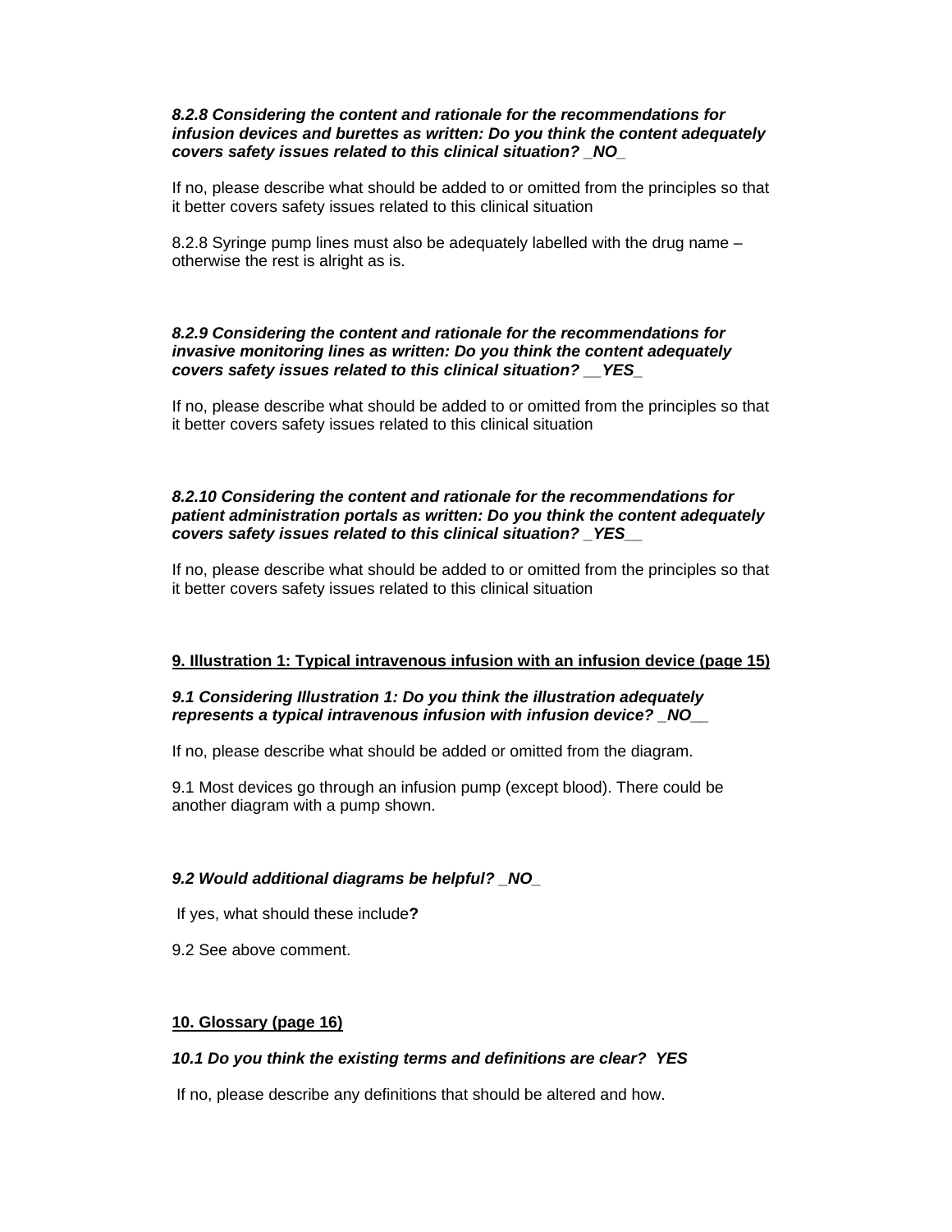***8.2.8 Considering the content and rationale for the recommendations for infusion devices and burettes as written: Do you think the content adequately covers safety issues related to this clinical situation? _NO_***

If no, please describe what should be added to or omitted from the principles so that it better covers safety issues related to this clinical situation

8.2.8 Syringe pump lines must also be adequately labelled with the drug name – otherwise the rest is alright as is.

***8.2.9 Considering the content and rationale for the recommendations for invasive monitoring lines as written: Do you think the content adequately covers safety issues related to this clinical situation? __YES_***

If no, please describe what should be added to or omitted from the principles so that it better covers safety issues related to this clinical situation

***8.2.10 Considering the content and rationale for the recommendations for patient administration portals as written: Do you think the content adequately covers safety issues related to this clinical situation? _YES__***

If no, please describe what should be added to or omitted from the principles so that it better covers safety issues related to this clinical situation

**9. Illustration 1: Typical intravenous infusion with an infusion device (page 15)**

***9.1 Considering Illustration 1: Do you think the illustration adequately represents a typical intravenous infusion with infusion device? _NO__***

If no, please describe what should be added or omitted from the diagram.

9.1 Most devices go through an infusion pump (except blood). There could be another diagram with a pump shown.

***9.2 Would additional diagrams be helpful? _NO_***

If yes, what should these include**?**

9.2 See above comment.

**10. Glossary (page 16)**

***10.1 Do you think the existing terms and definitions are clear? YES***

If no, please describe any definitions that should be altered and how.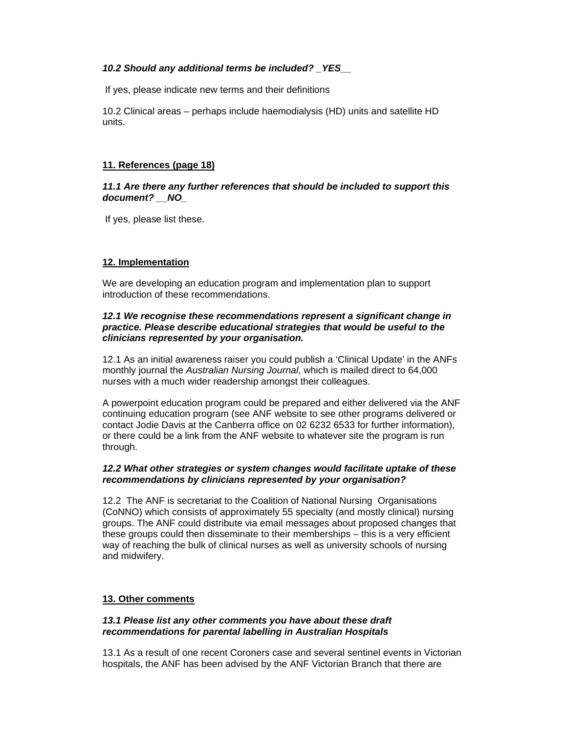***10.2 Should any additional terms be included? _YES__***

If yes, please indicate new terms and their definitions

10.2 Clinical areas – perhaps include haemodialysis (HD) units and satellite HD units.

## 11. References (page 18)

***11.1 Are there any further references that should be included to support this document? __NO_***

If yes, please list these.

## 12. Implementation

We are developing an education program and implementation plan to support introduction of these recommendations.

***12.1 We recognise these recommendations represent a significant change in practice. Please describe educational strategies that would be useful to the clinicians represented by your organisation.***

12.1 As an initial awareness raiser you could publish a 'Clinical Update' in the ANFs monthly journal the *Australian Nursing Journal*, which is mailed direct to 64,000 nurses with a much wider readership amongst their colleagues.

A powerpoint education program could be prepared and either delivered via the ANF continuing education program (see ANF website to see other programs delivered or contact Jodie Davis at the Canberra office on 02 6232 6533 for further information), or there could be a link from the ANF website to whatever site the program is run through.

***12.2 What other strategies or system changes would facilitate uptake of these recommendations by clinicians represented by your organisation?***

12.2 The ANF is secretariat to the Coalition of National Nursing Organisations (CoNNO) which consists of approximately 55 specialty (and mostly clinical) nursing groups. The ANF could distribute via email messages about proposed changes that these groups could then disseminate to their memberships – this is a very efficient way of reaching the bulk of clinical nurses as well as university schools of nursing and midwifery.

## 13. Other comments

***13.1 Please list any other comments you have about these draft recommendations for parental labelling in Australian Hospitals***

13.1 As a result of one recent Coroners case and several sentinel events in Victorian hospitals, the ANF has been advised by the ANF Victorian Branch that there are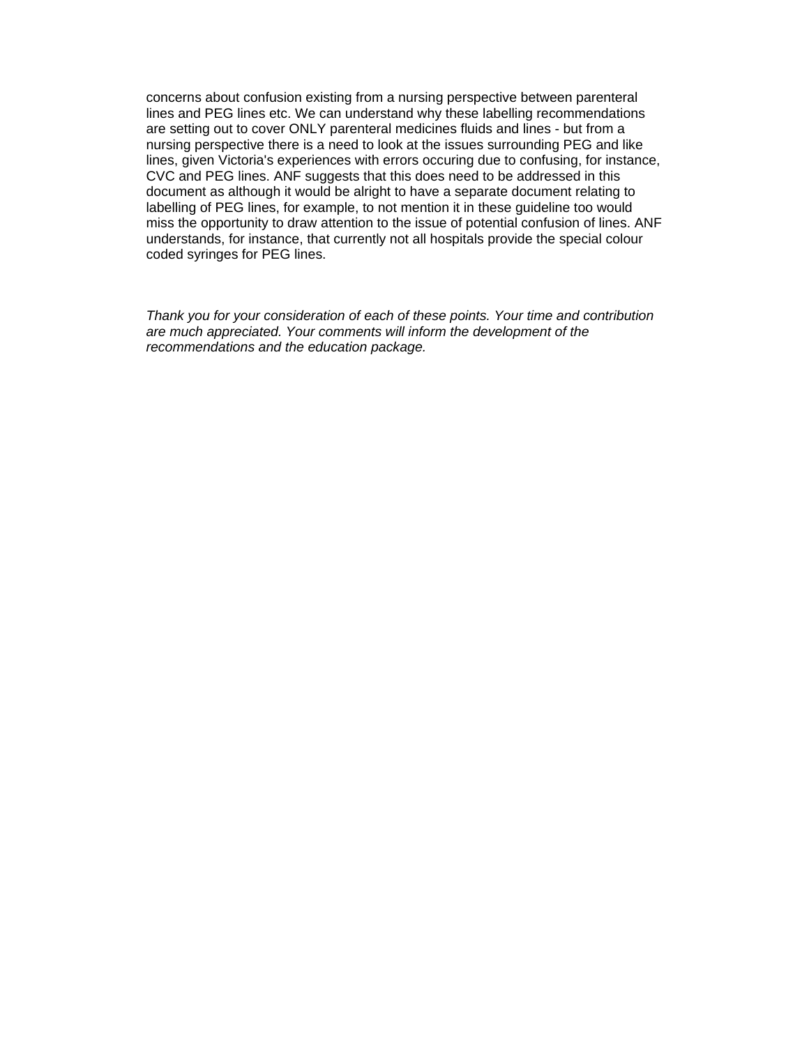concerns about confusion existing from a nursing perspective between parenteral lines and PEG lines etc. We can understand why these labelling recommendations are setting out to cover ONLY parenteral medicines fluids and lines - but from a nursing perspective there is a need to look at the issues surrounding PEG and like lines, given Victoria's experiences with errors occuring due to confusing, for instance, CVC and PEG lines. ANF suggests that this does need to be addressed in this document as although it would be alright to have a separate document relating to labelling of PEG lines, for example, to not mention it in these guideline too would miss the opportunity to draw attention to the issue of potential confusion of lines. ANF understands, for instance, that currently not all hospitals provide the special colour coded syringes for PEG lines.

*Thank you for your consideration of each of these points. Your time and contribution are much appreciated. Your comments will inform the development of the recommendations and the education package.*